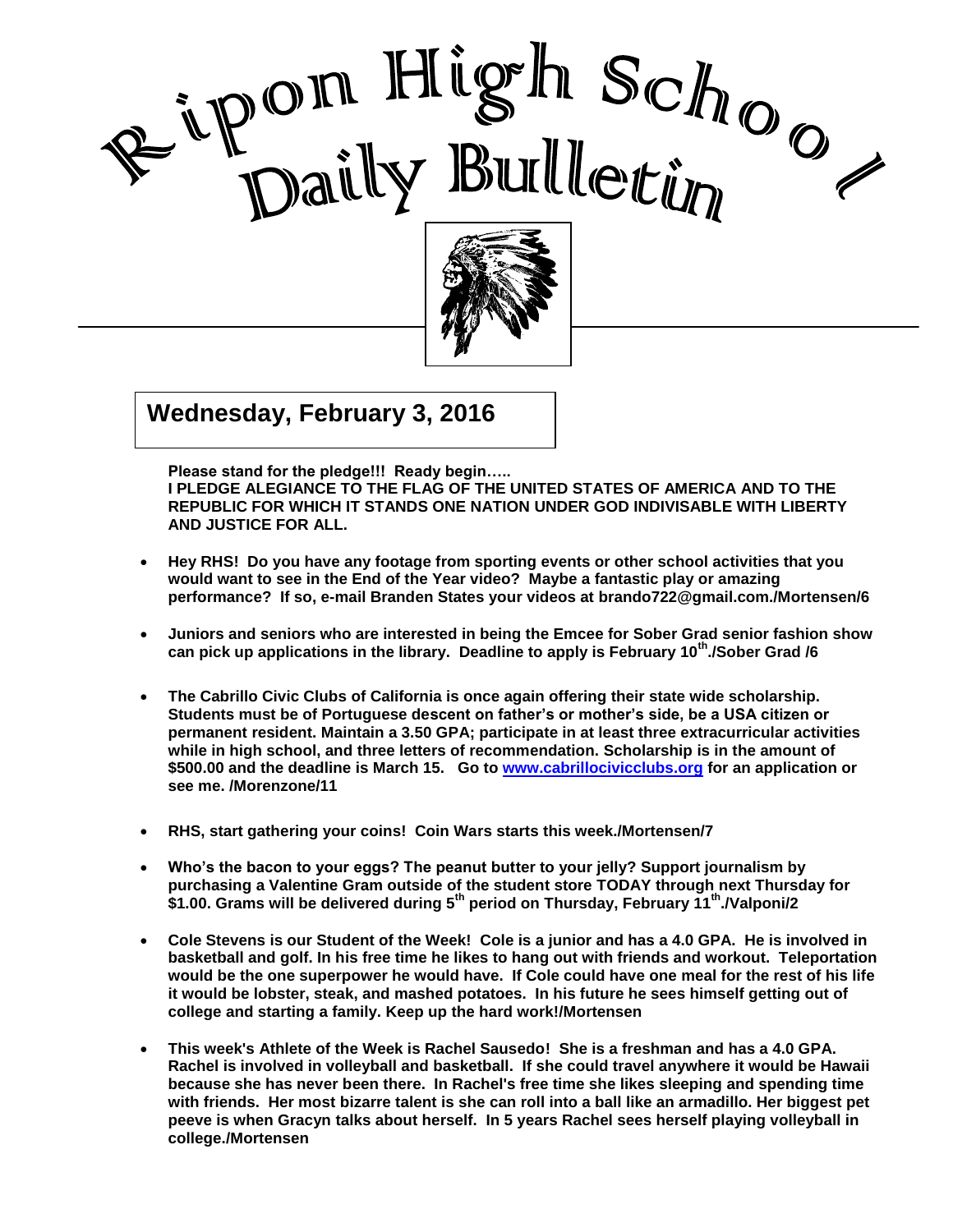# Ripon High School Daily Bulletin

## Wednesday, February 3, 2016

**Please stand for the pledge!!! Ready begin…..**
**I PLEDGE ALEGIANCE TO THE FLAG OF THE UNITED STATES OF AMERICA AND TO THE REPUBLIC FOR WHICH IT STANDS ONE NATION UNDER GOD INDIVISABLE WITH LIBERTY AND JUSTICE FOR ALL.**

- **Hey RHS! Do you have any footage from sporting events or other school activities that you would want to see in the End of the Year video? Maybe a fantastic play or amazing performance? If so, e-mail Branden States your videos at brando722@gmail.com./Mortensen/6**

- **Juniors and seniors who are interested in being the Emcee for Sober Grad senior fashion show can pick up applications in the library. Deadline to apply is February 10th./Sober Grad /6**

- **The Cabrillo Civic Clubs of California is once again offering their state wide scholarship. Students must be of Portuguese descent on father's or mother's side, be a USA citizen or permanent resident. Maintain a 3.50 GPA; participate in at least three extracurricular activities while in high school, and three letters of recommendation. Scholarship is in the amount of $500.00 and the deadline is March 15. Go to [www.cabrillocivicclubs.org](www.cabrillocivicclubs.org) for an application or see me. /Morenzone/11**

- **RHS, start gathering your coins! Coin Wars starts this week./Mortensen/7**

- **Who's the bacon to your eggs? The peanut butter to your jelly? Support journalism by purchasing a Valentine Gram outside of the student store TODAY through next Thursday for $1.00. Grams will be delivered during 5th period on Thursday, February 11th./Valponi/2**

- **Cole Stevens is our Student of the Week! Cole is a junior and has a 4.0 GPA. He is involved in basketball and golf. In his free time he likes to hang out with friends and workout. Teleportation would be the one superpower he would have. If Cole could have one meal for the rest of his life it would be lobster, steak, and mashed potatoes. In his future he sees himself getting out of college and starting a family. Keep up the hard work!/Mortensen**

- **This week's Athlete of the Week is Rachel Sausedo! She is a freshman and has a 4.0 GPA. Rachel is involved in volleyball and basketball. If she could travel anywhere it would be Hawaii because she has never been there. In Rachel's free time she likes sleeping and spending time with friends. Her most bizarre talent is she can roll into a ball like an armadillo. Her biggest pet peeve is when Gracyn talks about herself. In 5 years Rachel sees herself playing volleyball in college./Mortensen**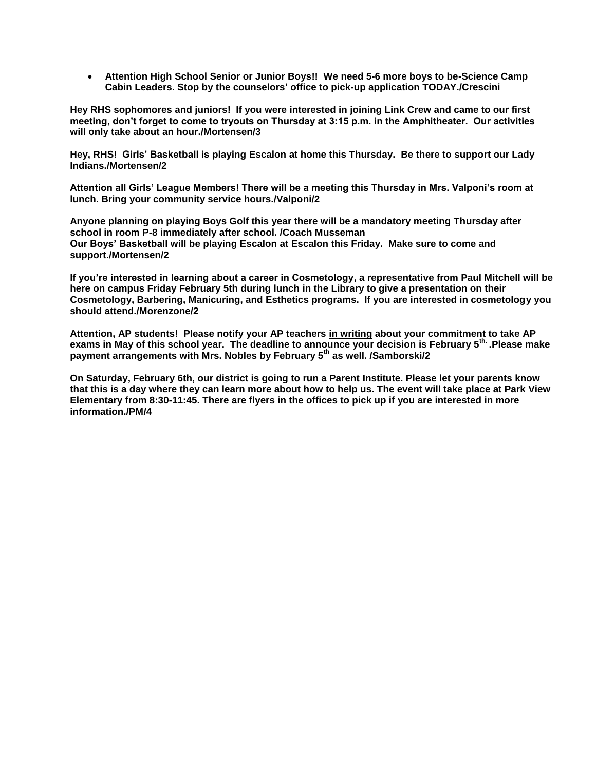- **Attention High School Senior or Junior Boys!! We need 5-6 more boys to be-Science Camp Cabin Leaders. Stop by the counselors' office to pick-up application TODAY./Crescini**

**Hey RHS sophomores and juniors! If you were interested in joining Link Crew and came to our first meeting, don't forget to come to tryouts on Thursday at 3:15 p.m. in the Amphitheater. Our activities will only take about an hour./Mortensen/3**

**Hey, RHS! Girls' Basketball is playing Escalon at home this Thursday. Be there to support our Lady Indians./Mortensen/2**

**Attention all Girls' League Members! There will be a meeting this Thursday in Mrs. Valponi's room at lunch. Bring your community service hours./Valponi/2**

**Anyone planning on playing Boys Golf this year there will be a mandatory meeting Thursday after school in room P-8 immediately after school. /Coach Musseman**
**Our Boys' Basketball will be playing Escalon at Escalon this Friday. Make sure to come and support./Mortensen/2**

**If you're interested in learning about a career in Cosmetology, a representative from Paul Mitchell will be here on campus Friday February 5th during lunch in the Library to give a presentation on their Cosmetology, Barbering, Manicuring, and Esthetics programs. If you are interested in cosmetology you should attend./Morenzone/2**

**Attention, AP students! Please notify your AP teachers <u>in writing</u> about your commitment to take AP exams in May of this school year. The deadline to announce your decision is February 5th. .Please make payment arrangements with Mrs. Nobles by February 5th as well. /Samborski/2**

**On Saturday, February 6th, our district is going to run a Parent Institute. Please let your parents know that this is a day where they can learn more about how to help us. The event will take place at Park View Elementary from 8:30-11:45. There are flyers in the offices to pick up if you are interested in more information./PM/4**